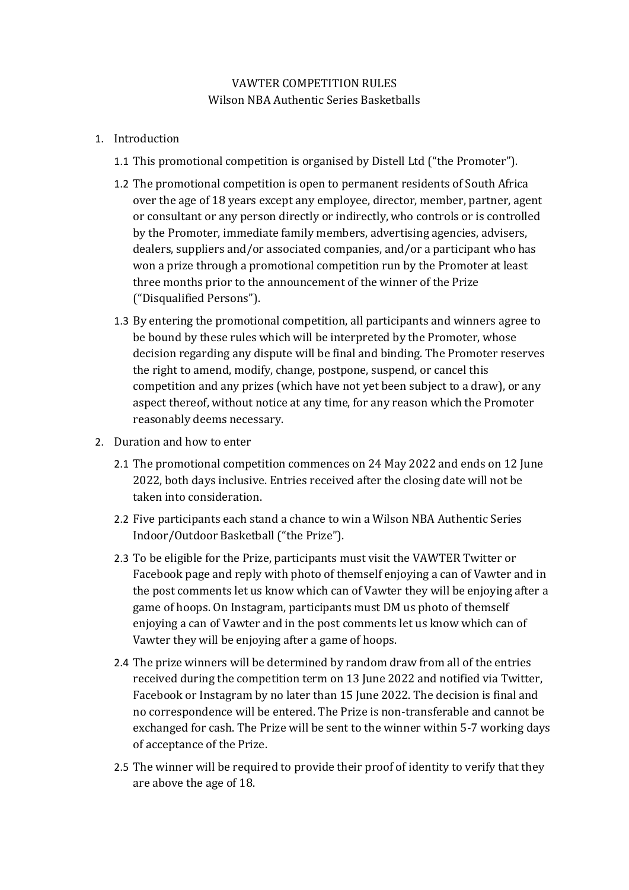# VAWTER COMPETITION RULES

## Wilson NBA Authentic Series Basketballs

1. Introduction

   1.1 This promotional competition is organised by Distell Ltd ("the Promoter").

   1.2 The promotional competition is open to permanent residents of South Africa over the age of 18 years except any employee, director, member, partner, agent or consultant or any person directly or indirectly, who controls or is controlled by the Promoter, immediate family members, advertising agencies, advisers, dealers, suppliers and/or associated companies, and/or a participant who has won a prize through a promotional competition run by the Promoter at least three months prior to the announcement of the winner of the Prize ("Disqualified Persons").

   1.3 By entering the promotional competition, all participants and winners agree to be bound by these rules which will be interpreted by the Promoter, whose decision regarding any dispute will be final and binding. The Promoter reserves the right to amend, modify, change, postpone, suspend, or cancel this competition and any prizes (which have not yet been subject to a draw), or any aspect thereof, without notice at any time, for any reason which the Promoter reasonably deems necessary.

2. Duration and how to enter

   2.1 The promotional competition commences on 24 May 2022 and ends on 12 June 2022, both days inclusive. Entries received after the closing date will not be taken into consideration.

   2.2 Five participants each stand a chance to win a Wilson NBA Authentic Series Indoor/Outdoor Basketball ("the Prize").

   2.3 To be eligible for the Prize, participants must visit the VAWTER Twitter or Facebook page and reply with photo of themself enjoying a can of Vawter and in the post comments let us know which can of Vawter they will be enjoying after a game of hoops. On Instagram, participants must DM us photo of themself enjoying a can of Vawter and in the post comments let us know which can of Vawter they will be enjoying after a game of hoops.

   2.4 The prize winners will be determined by random draw from all of the entries received during the competition term on 13 June 2022 and notified via Twitter, Facebook or Instagram by no later than 15 June 2022. The decision is final and no correspondence will be entered. The Prize is non-transferable and cannot be exchanged for cash. The Prize will be sent to the winner within 5-7 working days of acceptance of the Prize.

   2.5 The winner will be required to provide their proof of identity to verify that they are above the age of 18.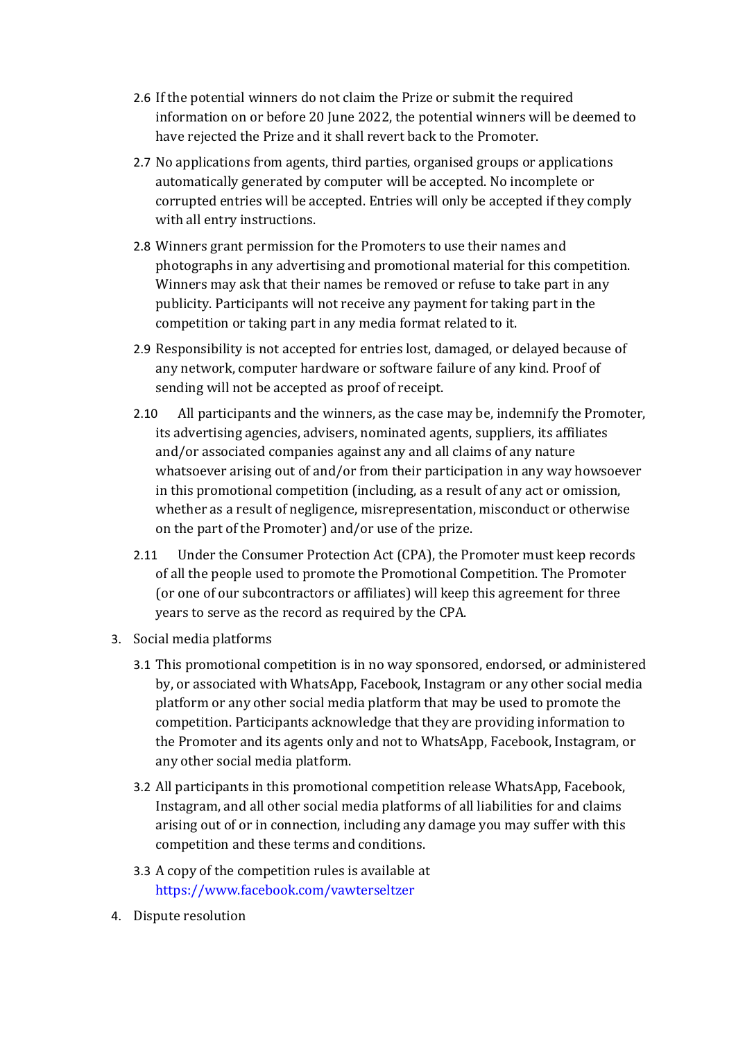2.6 If the potential winners do not claim the Prize or submit the required information on or before 20 June 2022, the potential winners will be deemed to have rejected the Prize and it shall revert back to the Promoter.

2.7 No applications from agents, third parties, organised groups or applications automatically generated by computer will be accepted. No incomplete or corrupted entries will be accepted. Entries will only be accepted if they comply with all entry instructions.

2.8 Winners grant permission for the Promoters to use their names and photographs in any advertising and promotional material for this competition. Winners may ask that their names be removed or refuse to take part in any publicity. Participants will not receive any payment for taking part in the competition or taking part in any media format related to it.

2.9 Responsibility is not accepted for entries lost, damaged, or delayed because of any network, computer hardware or software failure of any kind. Proof of sending will not be accepted as proof of receipt.

2.10 All participants and the winners, as the case may be, indemnify the Promoter, its advertising agencies, advisers, nominated agents, suppliers, its affiliates and/or associated companies against any and all claims of any nature whatsoever arising out of and/or from their participation in any way howsoever in this promotional competition (including, as a result of any act or omission, whether as a result of negligence, misrepresentation, misconduct or otherwise on the part of the Promoter) and/or use of the prize.

2.11 Under the Consumer Protection Act (CPA), the Promoter must keep records of all the people used to promote the Promotional Competition. The Promoter (or one of our subcontractors or affiliates) will keep this agreement for three years to serve as the record as required by the CPA.

3. Social media platforms

3.1 This promotional competition is in no way sponsored, endorsed, or administered by, or associated with WhatsApp, Facebook, Instagram or any other social media platform or any other social media platform that may be used to promote the competition. Participants acknowledge that they are providing information to the Promoter and its agents only and not to WhatsApp, Facebook, Instagram, or any other social media platform.

3.2 All participants in this promotional competition release WhatsApp, Facebook, Instagram, and all other social media platforms of all liabilities for and claims arising out of or in connection, including any damage you may suffer with this competition and these terms and conditions.

3.3 A copy of the competition rules is available at https://www.facebook.com/vawterseltzer

4. Dispute resolution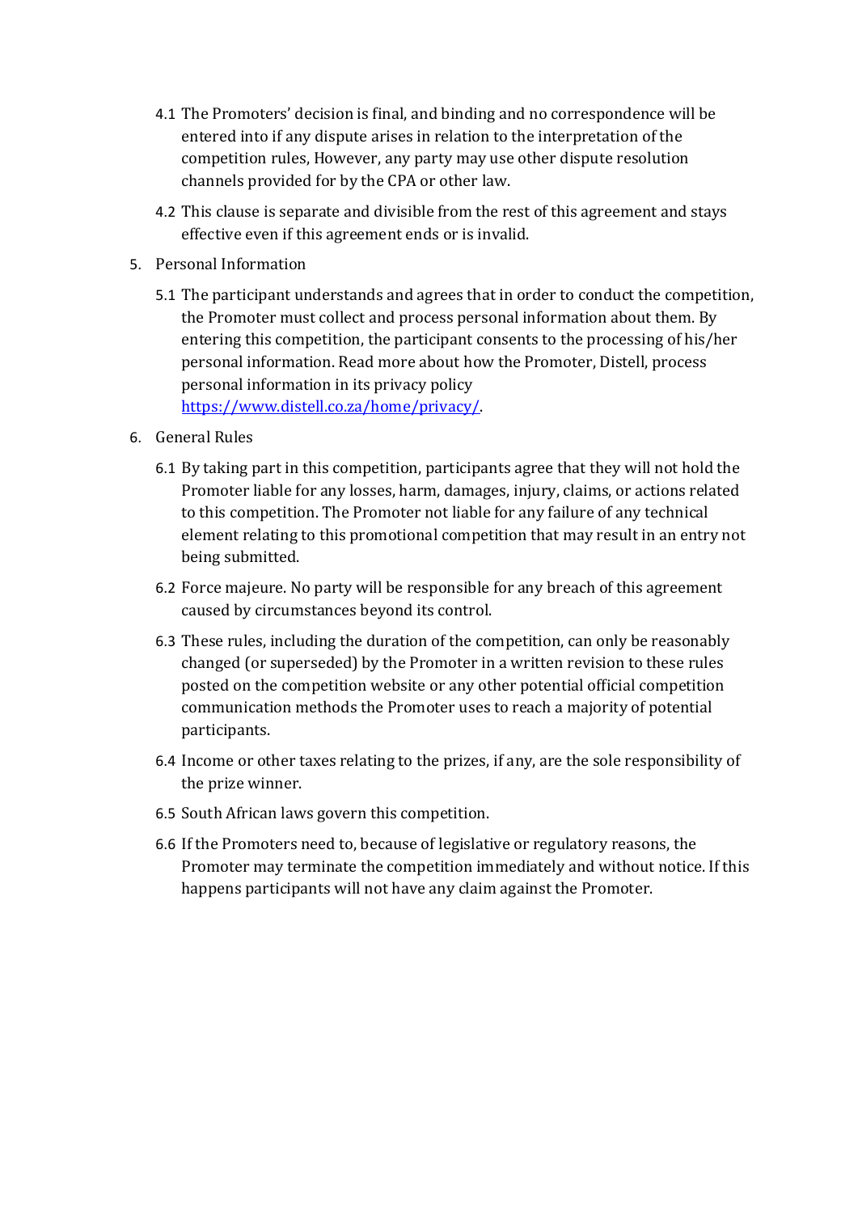4.1 The Promoters' decision is final, and binding and no correspondence will be entered into if any dispute arises in relation to the interpretation of the competition rules, However, any party may use other dispute resolution channels provided for by the CPA or other law.

4.2 This clause is separate and divisible from the rest of this agreement and stays effective even if this agreement ends or is invalid.

5. Personal Information

5.1 The participant understands and agrees that in order to conduct the competition, the Promoter must collect and process personal information about them. By entering this competition, the participant consents to the processing of his/her personal information. Read more about how the Promoter, Distell, process personal information in its privacy policy [https://www.distell.co.za/home/privacy/](https://www.distell.co.za/home/privacy/).

6. General Rules

6.1 By taking part in this competition, participants agree that they will not hold the Promoter liable for any losses, harm, damages, injury, claims, or actions related to this competition. The Promoter not liable for any failure of any technical element relating to this promotional competition that may result in an entry not being submitted.

6.2 Force majeure. No party will be responsible for any breach of this agreement caused by circumstances beyond its control.

6.3 These rules, including the duration of the competition, can only be reasonably changed (or superseded) by the Promoter in a written revision to these rules posted on the competition website or any other potential official competition communication methods the Promoter uses to reach a majority of potential participants.

6.4 Income or other taxes relating to the prizes, if any, are the sole responsibility of the prize winner.

6.5 South African laws govern this competition.

6.6 If the Promoters need to, because of legislative or regulatory reasons, the Promoter may terminate the competition immediately and without notice. If this happens participants will not have any claim against the Promoter.